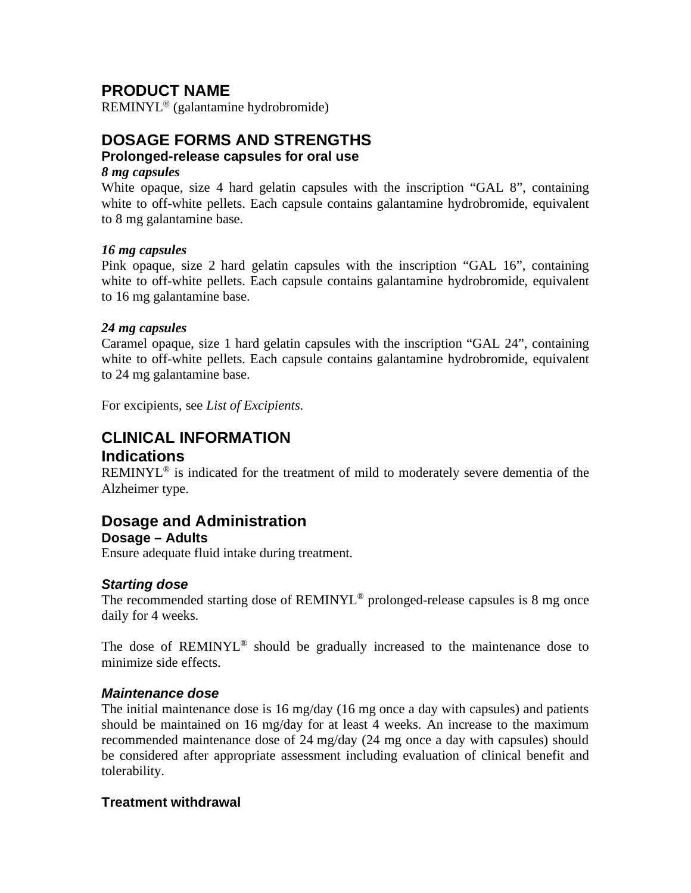# PRODUCT NAME

REMINYL® (galantamine hydrobromide)

# DOSAGE FORMS AND STRENGTHS

### Prolonged-release capsules for oral use

***8 mg capsules***

White opaque, size 4 hard gelatin capsules with the inscription "GAL 8", containing white to off-white pellets. Each capsule contains galantamine hydrobromide, equivalent to 8 mg galantamine base.

***16 mg capsules***

Pink opaque, size 2 hard gelatin capsules with the inscription "GAL 16", containing white to off-white pellets. Each capsule contains galantamine hydrobromide, equivalent to 16 mg galantamine base.

***24 mg capsules***

Caramel opaque, size 1 hard gelatin capsules with the inscription "GAL 24", containing white to off-white pellets. Each capsule contains galantamine hydrobromide, equivalent to 24 mg galantamine base.

For excipients, see *List of Excipients*.

# CLINICAL INFORMATION

## Indications

REMINYL® is indicated for the treatment of mild to moderately severe dementia of the Alzheimer type.

## Dosage and Administration

### Dosage – Adults

Ensure adequate fluid intake during treatment.

#### *Starting dose*

The recommended starting dose of REMINYL® prolonged-release capsules is 8 mg once daily for 4 weeks.

The dose of REMINYL® should be gradually increased to the maintenance dose to minimize side effects.

#### *Maintenance dose*

The initial maintenance dose is 16 mg/day (16 mg once a day with capsules) and patients should be maintained on 16 mg/day for at least 4 weeks. An increase to the maximum recommended maintenance dose of 24 mg/day (24 mg once a day with capsules) should be considered after appropriate assessment including evaluation of clinical benefit and tolerability.

### Treatment withdrawal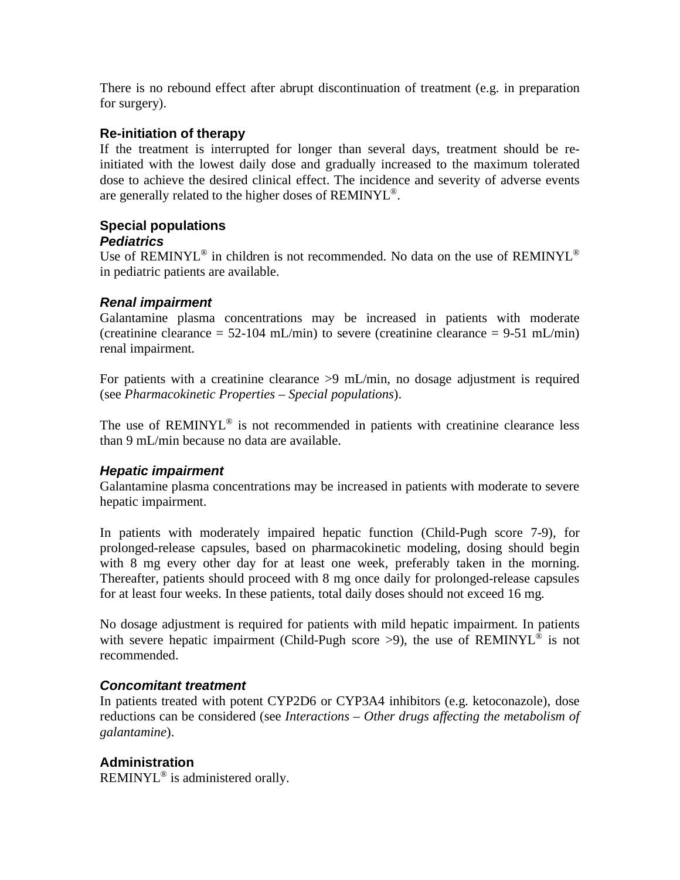There is no rebound effect after abrupt discontinuation of treatment (e.g. in preparation for surgery).

### Re-initiation of therapy

If the treatment is interrupted for longer than several days, treatment should be re-initiated with the lowest daily dose and gradually increased to the maximum tolerated dose to achieve the desired clinical effect. The incidence and severity of adverse events are generally related to the higher doses of REMINYL®.

### Special populations

#### *Pediatrics*

Use of REMINYL® in children is not recommended. No data on the use of REMINYL® in pediatric patients are available.

#### *Renal impairment*

Galantamine plasma concentrations may be increased in patients with moderate (creatinine clearance = 52-104 mL/min) to severe (creatinine clearance = 9-51 mL/min) renal impairment.

For patients with a creatinine clearance >9 mL/min, no dosage adjustment is required (see *Pharmacokinetic Properties – Special populations*).

The use of REMINYL® is not recommended in patients with creatinine clearance less than 9 mL/min because no data are available.

#### *Hepatic impairment*

Galantamine plasma concentrations may be increased in patients with moderate to severe hepatic impairment.

In patients with moderately impaired hepatic function (Child-Pugh score 7-9), for prolonged-release capsules, based on pharmacokinetic modeling, dosing should begin with 8 mg every other day for at least one week, preferably taken in the morning. Thereafter, patients should proceed with 8 mg once daily for prolonged-release capsules for at least four weeks. In these patients, total daily doses should not exceed 16 mg.

No dosage adjustment is required for patients with mild hepatic impairment. In patients with severe hepatic impairment (Child-Pugh score >9), the use of REMINYL® is not recommended.

#### *Concomitant treatment*

In patients treated with potent CYP2D6 or CYP3A4 inhibitors (e.g. ketoconazole), dose reductions can be considered (see *Interactions – Other drugs affecting the metabolism of galantamine*).

### Administration

REMINYL® is administered orally.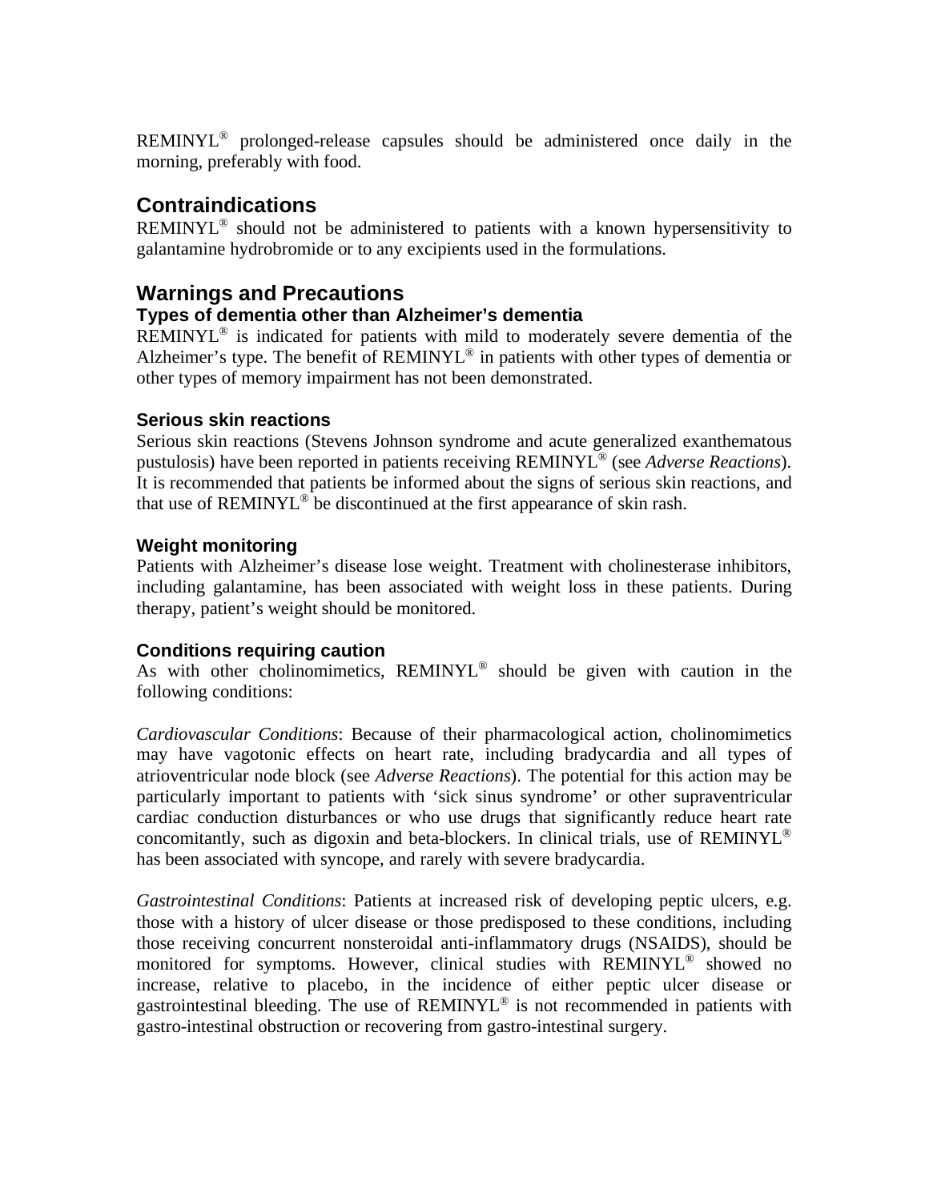REMINYL® prolonged-release capsules should be administered once daily in the morning, preferably with food.

## Contraindications

REMINYL® should not be administered to patients with a known hypersensitivity to galantamine hydrobromide or to any excipients used in the formulations.

## Warnings and Precautions

### Types of dementia other than Alzheimer's dementia

REMINYL® is indicated for patients with mild to moderately severe dementia of the Alzheimer's type. The benefit of REMINYL® in patients with other types of dementia or other types of memory impairment has not been demonstrated.

### Serious skin reactions

Serious skin reactions (Stevens Johnson syndrome and acute generalized exanthematous pustulosis) have been reported in patients receiving REMINYL® (see *Adverse Reactions*). It is recommended that patients be informed about the signs of serious skin reactions, and that use of REMINYL® be discontinued at the first appearance of skin rash.

### Weight monitoring

Patients with Alzheimer's disease lose weight. Treatment with cholinesterase inhibitors, including galantamine, has been associated with weight loss in these patients. During therapy, patient's weight should be monitored.

### Conditions requiring caution

As with other cholinomimetics, REMINYL® should be given with caution in the following conditions:

*Cardiovascular Conditions*: Because of their pharmacological action, cholinomimetics may have vagotonic effects on heart rate, including bradycardia and all types of atrioventricular node block (see *Adverse Reactions*). The potential for this action may be particularly important to patients with 'sick sinus syndrome' or other supraventricular cardiac conduction disturbances or who use drugs that significantly reduce heart rate concomitantly, such as digoxin and beta-blockers. In clinical trials, use of REMINYL® has been associated with syncope, and rarely with severe bradycardia.

*Gastrointestinal Conditions*: Patients at increased risk of developing peptic ulcers, e.g. those with a history of ulcer disease or those predisposed to these conditions, including those receiving concurrent nonsteroidal anti-inflammatory drugs (NSAIDS), should be monitored for symptoms. However, clinical studies with REMINYL® showed no increase, relative to placebo, in the incidence of either peptic ulcer disease or gastrointestinal bleeding. The use of REMINYL® is not recommended in patients with gastro-intestinal obstruction or recovering from gastro-intestinal surgery.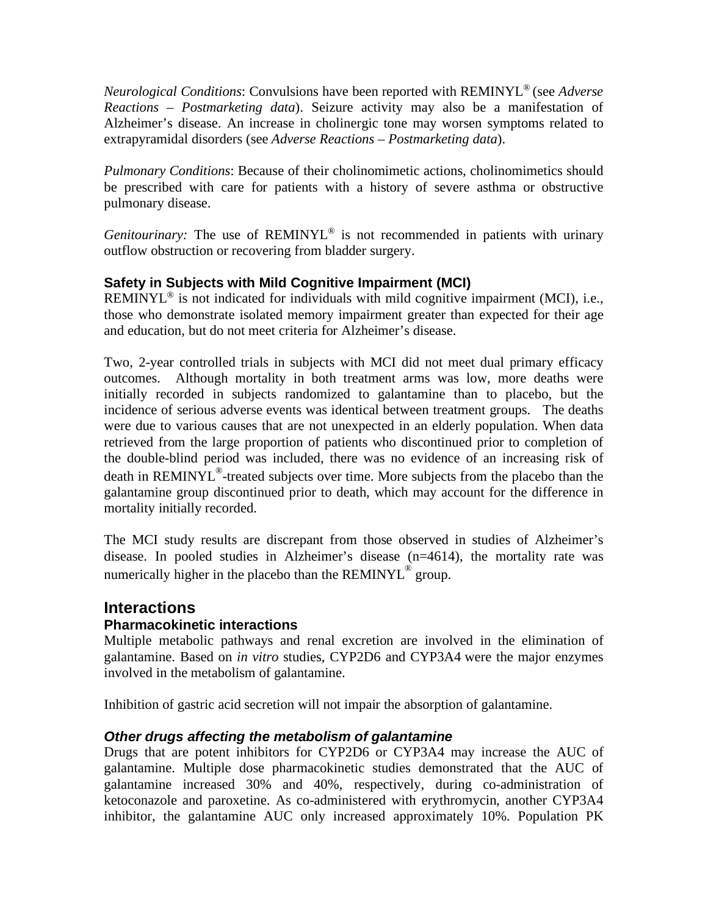*Neurological Conditions*: Convulsions have been reported with REMINYL® (see *Adverse Reactions – Postmarketing data*). Seizure activity may also be a manifestation of Alzheimer's disease. An increase in cholinergic tone may worsen symptoms related to extrapyramidal disorders (see *Adverse Reactions – Postmarketing data*).

*Pulmonary Conditions*: Because of their cholinomimetic actions, cholinomimetics should be prescribed with care for patients with a history of severe asthma or obstructive pulmonary disease.

*Genitourinary:* The use of REMINYL® is not recommended in patients with urinary outflow obstruction or recovering from bladder surgery.

### Safety in Subjects with Mild Cognitive Impairment (MCI)

REMINYL® is not indicated for individuals with mild cognitive impairment (MCI), i.e., those who demonstrate isolated memory impairment greater than expected for their age and education, but do not meet criteria for Alzheimer's disease.

Two, 2-year controlled trials in subjects with MCI did not meet dual primary efficacy outcomes. Although mortality in both treatment arms was low, more deaths were initially recorded in subjects randomized to galantamine than to placebo, but the incidence of serious adverse events was identical between treatment groups. The deaths were due to various causes that are not unexpected in an elderly population. When data retrieved from the large proportion of patients who discontinued prior to completion of the double-blind period was included, there was no evidence of an increasing risk of death in REMINYL®-treated subjects over time. More subjects from the placebo than the galantamine group discontinued prior to death, which may account for the difference in mortality initially recorded.

The MCI study results are discrepant from those observed in studies of Alzheimer's disease. In pooled studies in Alzheimer's disease (n=4614), the mortality rate was numerically higher in the placebo than the REMINYL® group.

## Interactions

### Pharmacokinetic interactions

Multiple metabolic pathways and renal excretion are involved in the elimination of galantamine. Based on *in vitro* studies, CYP2D6 and CYP3A4 were the major enzymes involved in the metabolism of galantamine.

Inhibition of gastric acid secretion will not impair the absorption of galantamine.

#### *Other drugs affecting the metabolism of galantamine*

Drugs that are potent inhibitors for CYP2D6 or CYP3A4 may increase the AUC of galantamine. Multiple dose pharmacokinetic studies demonstrated that the AUC of galantamine increased 30% and 40%, respectively, during co-administration of ketoconazole and paroxetine. As co-administered with erythromycin, another CYP3A4 inhibitor, the galantamine AUC only increased approximately 10%. Population PK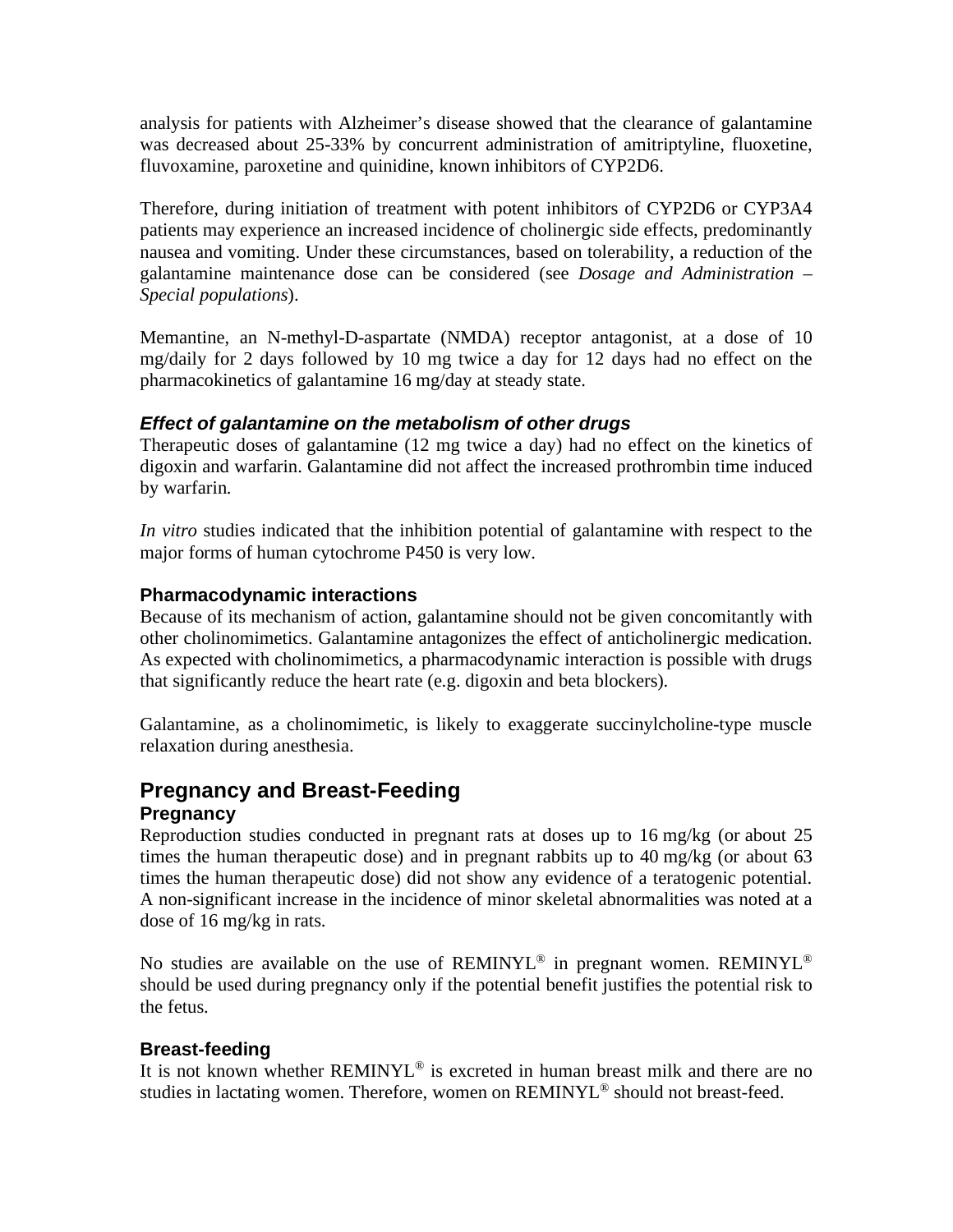analysis for patients with Alzheimer's disease showed that the clearance of galantamine was decreased about 25-33% by concurrent administration of amitriptyline, fluoxetine, fluvoxamine, paroxetine and quinidine, known inhibitors of CYP2D6.

Therefore, during initiation of treatment with potent inhibitors of CYP2D6 or CYP3A4 patients may experience an increased incidence of cholinergic side effects, predominantly nausea and vomiting. Under these circumstances, based on tolerability, a reduction of the galantamine maintenance dose can be considered (see *Dosage and Administration – Special populations*).

Memantine, an N-methyl-D-aspartate (NMDA) receptor antagonist, at a dose of 10 mg/daily for 2 days followed by 10 mg twice a day for 12 days had no effect on the pharmacokinetics of galantamine 16 mg/day at steady state.

#### *Effect of galantamine on the metabolism of other drugs*

Therapeutic doses of galantamine (12 mg twice a day) had no effect on the kinetics of digoxin and warfarin. Galantamine did not affect the increased prothrombin time induced by warfarin.

*In vitro* studies indicated that the inhibition potential of galantamine with respect to the major forms of human cytochrome P450 is very low.

### Pharmacodynamic interactions

Because of its mechanism of action, galantamine should not be given concomitantly with other cholinomimetics. Galantamine antagonizes the effect of anticholinergic medication. As expected with cholinomimetics, a pharmacodynamic interaction is possible with drugs that significantly reduce the heart rate (e.g. digoxin and beta blockers).

Galantamine, as a cholinomimetic, is likely to exaggerate succinylcholine-type muscle relaxation during anesthesia.

## Pregnancy and Breast-Feeding

### Pregnancy

Reproduction studies conducted in pregnant rats at doses up to 16 mg/kg (or about 25 times the human therapeutic dose) and in pregnant rabbits up to 40 mg/kg (or about 63 times the human therapeutic dose) did not show any evidence of a teratogenic potential. A non-significant increase in the incidence of minor skeletal abnormalities was noted at a dose of 16 mg/kg in rats.

No studies are available on the use of REMINYL® in pregnant women. REMINYL® should be used during pregnancy only if the potential benefit justifies the potential risk to the fetus.

### Breast-feeding

It is not known whether REMINYL® is excreted in human breast milk and there are no studies in lactating women. Therefore, women on REMINYL® should not breast-feed.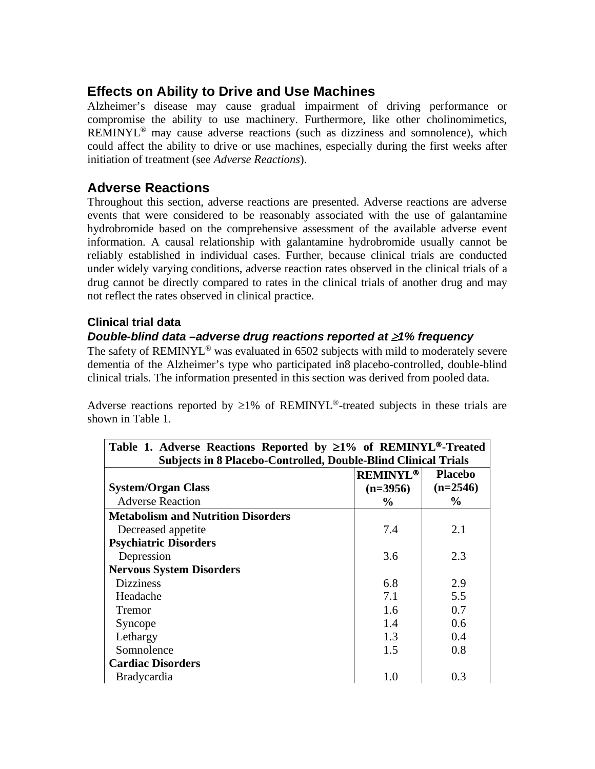## Effects on Ability to Drive and Use Machines

Alzheimer's disease may cause gradual impairment of driving performance or compromise the ability to use machinery. Furthermore, like other cholinomimetics, REMINYL® may cause adverse reactions (such as dizziness and somnolence), which could affect the ability to drive or use machines, especially during the first weeks after initiation of treatment (see *Adverse Reactions*).

## Adverse Reactions

Throughout this section, adverse reactions are presented. Adverse reactions are adverse events that were considered to be reasonably associated with the use of galantamine hydrobromide based on the comprehensive assessment of the available adverse event information. A causal relationship with galantamine hydrobromide usually cannot be reliably established in individual cases. Further, because clinical trials are conducted under widely varying conditions, adverse reaction rates observed in the clinical trials of a drug cannot be directly compared to rates in the clinical trials of another drug and may not reflect the rates observed in clinical practice.

### Clinical trial data

#### *Double-blind data –adverse drug reactions reported at ≥1% frequency*

The safety of REMINYL® was evaluated in 6502 subjects with mild to moderately severe dementia of the Alzheimer's type who participated in8 placebo-controlled, double-blind clinical trials. The information presented in this section was derived from pooled data.

Adverse reactions reported by ≥1% of REMINYL®-treated subjects in these trials are shown in Table 1.

**Table 1. Adverse Reactions Reported by ≥1% of REMINYL®-Treated Subjects in 8 Placebo-Controlled, Double-Blind Clinical Trials**

| System/Organ Class<br>Adverse Reaction | REMINYL®<br>(n=3956)<br>% | Placebo<br>(n=2546)<br>% |
|---|---|---|
| **Metabolism and Nutrition Disorders** | | |
| Decreased appetite | 7.4 | 2.1 |
| **Psychiatric Disorders** | | |
| Depression | 3.6 | 2.3 |
| **Nervous System Disorders** | | |
| Dizziness | 6.8 | 2.9 |
| Headache | 7.1 | 5.5 |
| Tremor | 1.6 | 0.7 |
| Syncope | 1.4 | 0.6 |
| Lethargy | 1.3 | 0.4 |
| Somnolence | 1.5 | 0.8 |
| **Cardiac Disorders** | | |
| Bradycardia | 1.0 | 0.3 |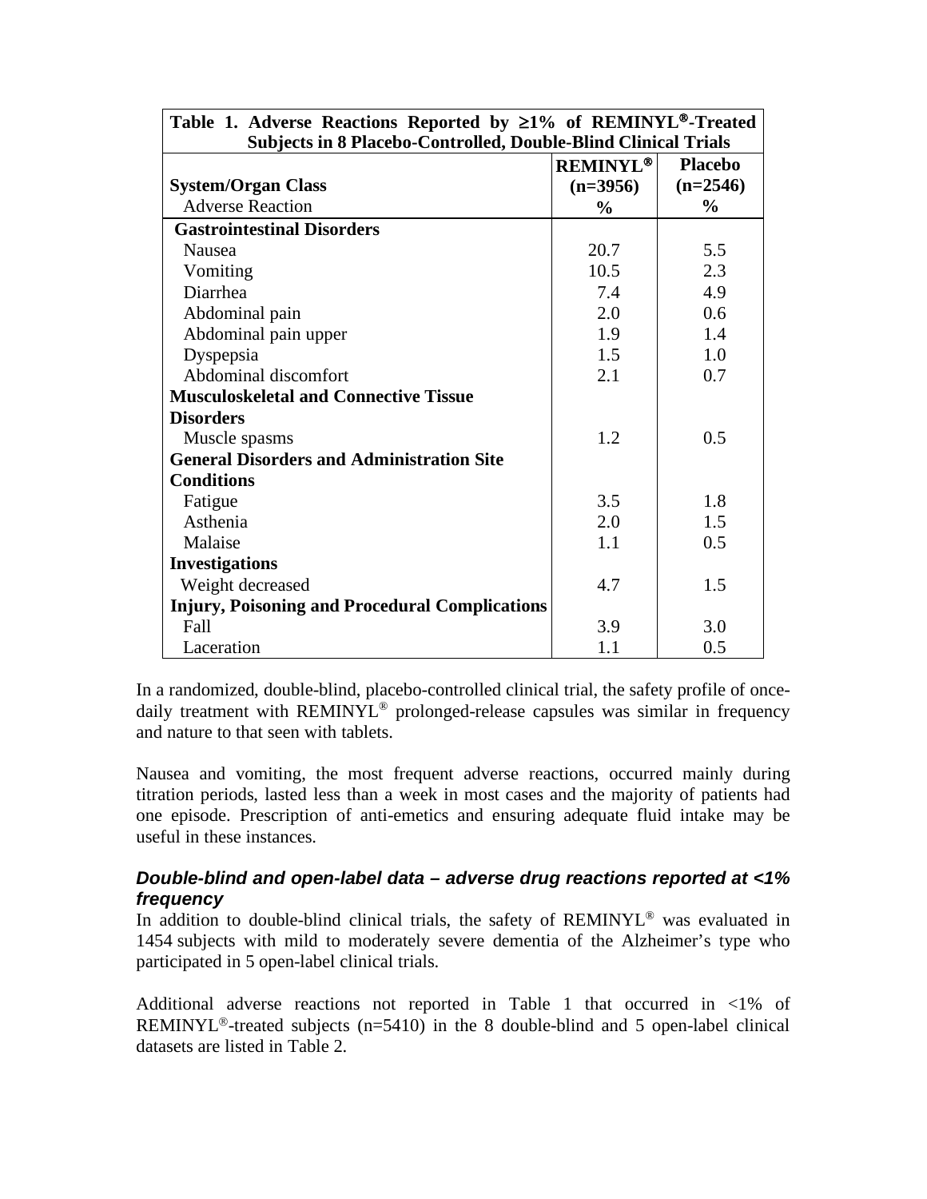| Table 1. Adverse Reactions Reported by ≥1% of REMINYL®-Treated Subjects in 8 Placebo-Controlled, Double-Blind Clinical Trials | | |
|---|---|---|
| **System/Organ Class**<br>Adverse Reaction | **REMINYL®**<br>**(n=3956)**<br>**%** | **Placebo**<br>**(n=2546)**<br>**%** |
| **Gastrointestinal Disorders** | | |
| Nausea | 20.7 | 5.5 |
| Vomiting | 10.5 | 2.3 |
| Diarrhea | 7.4 | 4.9 |
| Abdominal pain | 2.0 | 0.6 |
| Abdominal pain upper | 1.9 | 1.4 |
| Dyspepsia | 1.5 | 1.0 |
| Abdominal discomfort | 2.1 | 0.7 |
| **Musculoskeletal and Connective Tissue Disorders** | | |
| Muscle spasms | 1.2 | 0.5 |
| **General Disorders and Administration Site Conditions** | | |
| Fatigue | 3.5 | 1.8 |
| Asthenia | 2.0 | 1.5 |
| Malaise | 1.1 | 0.5 |
| **Investigations** | | |
| Weight decreased | 4.7 | 1.5 |
| **Injury, Poisoning and Procedural Complications** | | |
| Fall | 3.9 | 3.0 |
| Laceration | 1.1 | 0.5 |

In a randomized, double-blind, placebo-controlled clinical trial, the safety profile of once-daily treatment with REMINYL® prolonged-release capsules was similar in frequency and nature to that seen with tablets.

Nausea and vomiting, the most frequent adverse reactions, occurred mainly during titration periods, lasted less than a week in most cases and the majority of patients had one episode. Prescription of anti-emetics and ensuring adequate fluid intake may be useful in these instances.

### *Double-blind and open-label data – adverse drug reactions reported at <1% frequency*

In addition to double-blind clinical trials, the safety of REMINYL® was evaluated in 1454 subjects with mild to moderately severe dementia of the Alzheimer's type who participated in 5 open-label clinical trials.

Additional adverse reactions not reported in Table 1 that occurred in <1% of REMINYL®-treated subjects (n=5410) in the 8 double-blind and 5 open-label clinical datasets are listed in Table 2.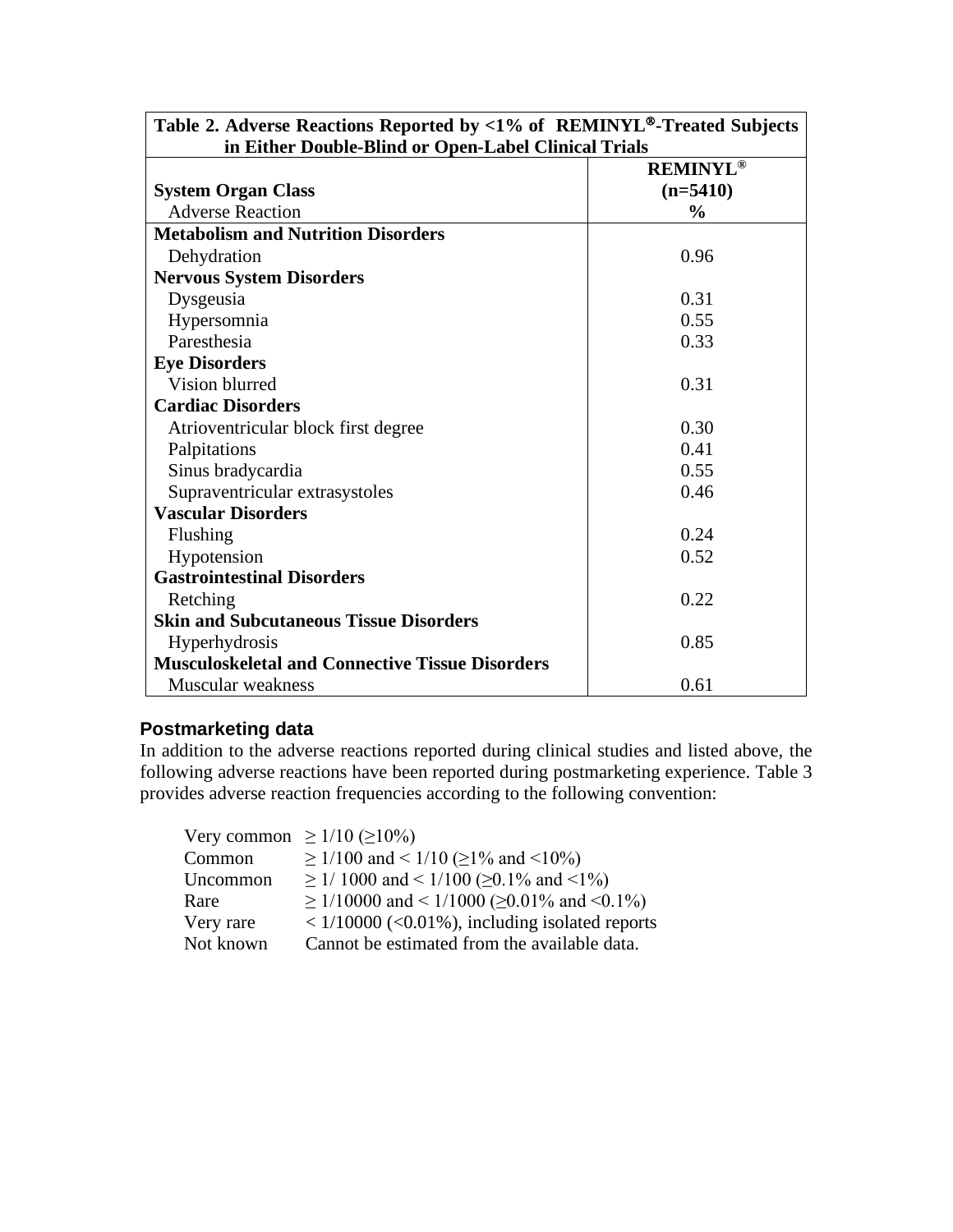| Table 2. Adverse Reactions Reported by <1% of REMINYL®-Treated Subjects in Either Double-Blind or Open-Label Clinical Trials | |
|---|---|
| **System Organ Class**<br>Adverse Reaction | **REMINYL®**<br>**(n=5410)**<br>**%** |
| **Metabolism and Nutrition Disorders** | |
| Dehydration | 0.96 |
| **Nervous System Disorders** | |
| Dysgeusia | 0.31 |
| Hypersomnia | 0.55 |
| Paresthesia | 0.33 |
| **Eye Disorders** | |
| Vision blurred | 0.31 |
| **Cardiac Disorders** | |
| Atrioventricular block first degree | 0.30 |
| Palpitations | 0.41 |
| Sinus bradycardia | 0.55 |
| Supraventricular extrasystoles | 0.46 |
| **Vascular Disorders** | |
| Flushing | 0.24 |
| Hypotension | 0.52 |
| **Gastrointestinal Disorders** | |
| Retching | 0.22 |
| **Skin and Subcutaneous Tissue Disorders** | |
| Hyperhydrosis | 0.85 |
| **Musculoskeletal and Connective Tissue Disorders** | |
| Muscular weakness | 0.61 |

### Postmarketing data

In addition to the adverse reactions reported during clinical studies and listed above, the following adverse reactions have been reported during postmarketing experience. Table 3 provides adverse reaction frequencies according to the following convention:

| | |
|---|---|
| Very common | ≥ 1/10 (≥10%) |
| Common | ≥ 1/100 and < 1/10 (≥1% and <10%) |
| Uncommon | ≥ 1/ 1000 and < 1/100 (≥0.1% and <1%) |
| Rare | ≥ 1/10000 and < 1/1000 (≥0.01% and <0.1%) |
| Very rare | < 1/10000 (<0.01%), including isolated reports |
| Not known | Cannot be estimated from the available data. |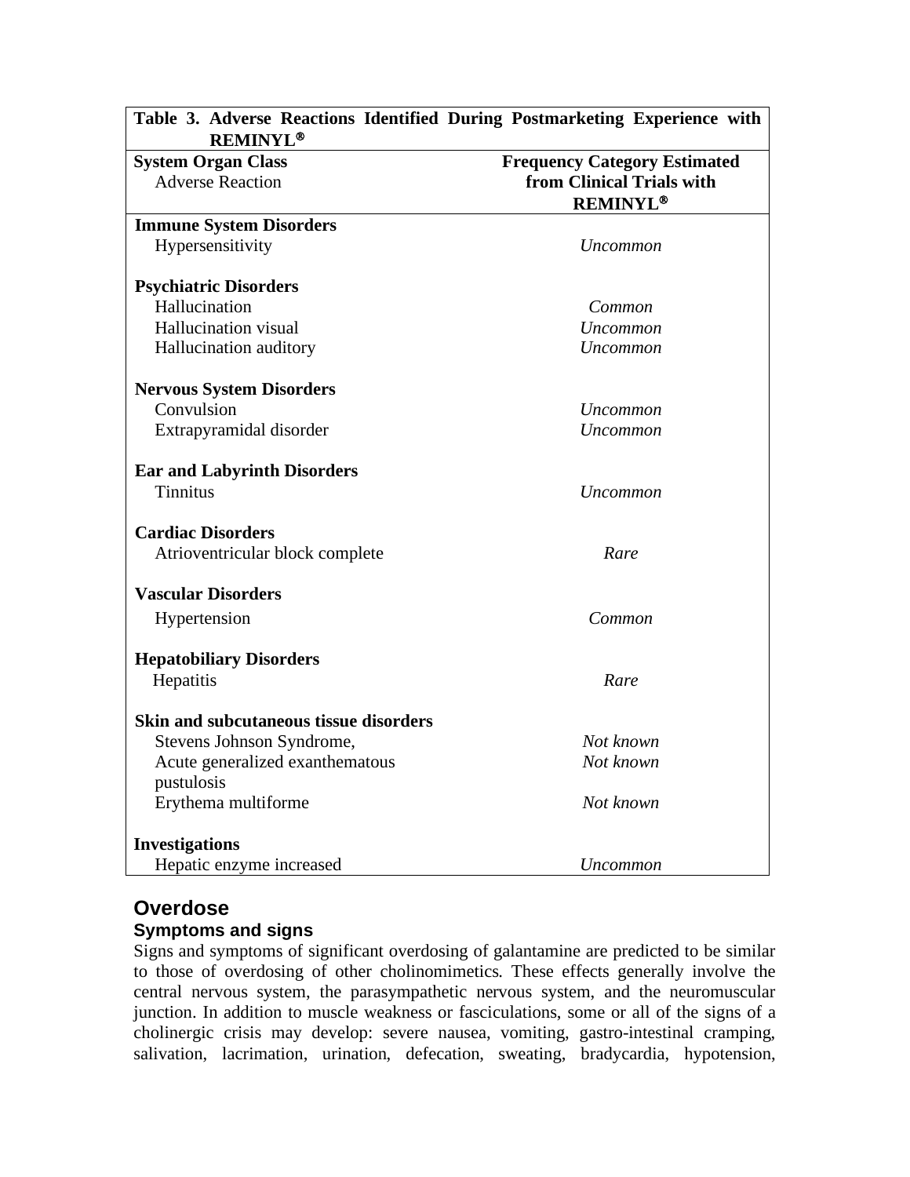| **Table 3. Adverse Reactions Identified During Postmarketing Experience with REMINYL®** | |
|---|---|
| **System Organ Class**<br>Adverse Reaction | **Frequency Category Estimated from Clinical Trials with REMINYL®** |
| **Immune System Disorders** | |
| Hypersensitivity | *Uncommon* |
| **Psychiatric Disorders** | |
| Hallucination | *Common* |
| Hallucination visual | *Uncommon* |
| Hallucination auditory | *Uncommon* |
| **Nervous System Disorders** | |
| Convulsion | *Uncommon* |
| Extrapyramidal disorder | *Uncommon* |
| **Ear and Labyrinth Disorders** | |
| Tinnitus | *Uncommon* |
| **Cardiac Disorders** | |
| Atrioventricular block complete | *Rare* |
| **Vascular Disorders** | |
| Hypertension | *Common* |
| **Hepatobiliary Disorders** | |
| Hepatitis | *Rare* |
| **Skin and subcutaneous tissue disorders** | |
| Stevens Johnson Syndrome, | *Not known* |
| Acute generalized exanthematous pustulosis | *Not known* |
| Erythema multiforme | *Not known* |
| **Investigations** | |
| Hepatic enzyme increased | *Uncommon* |

## Overdose

### Symptoms and signs

Signs and symptoms of significant overdosing of galantamine are predicted to be similar to those of overdosing of other cholinomimetics. These effects generally involve the central nervous system, the parasympathetic nervous system, and the neuromuscular junction. In addition to muscle weakness or fasciculations, some or all of the signs of a cholinergic crisis may develop: severe nausea, vomiting, gastro-intestinal cramping, salivation, lacrimation, urination, defecation, sweating, bradycardia, hypotension,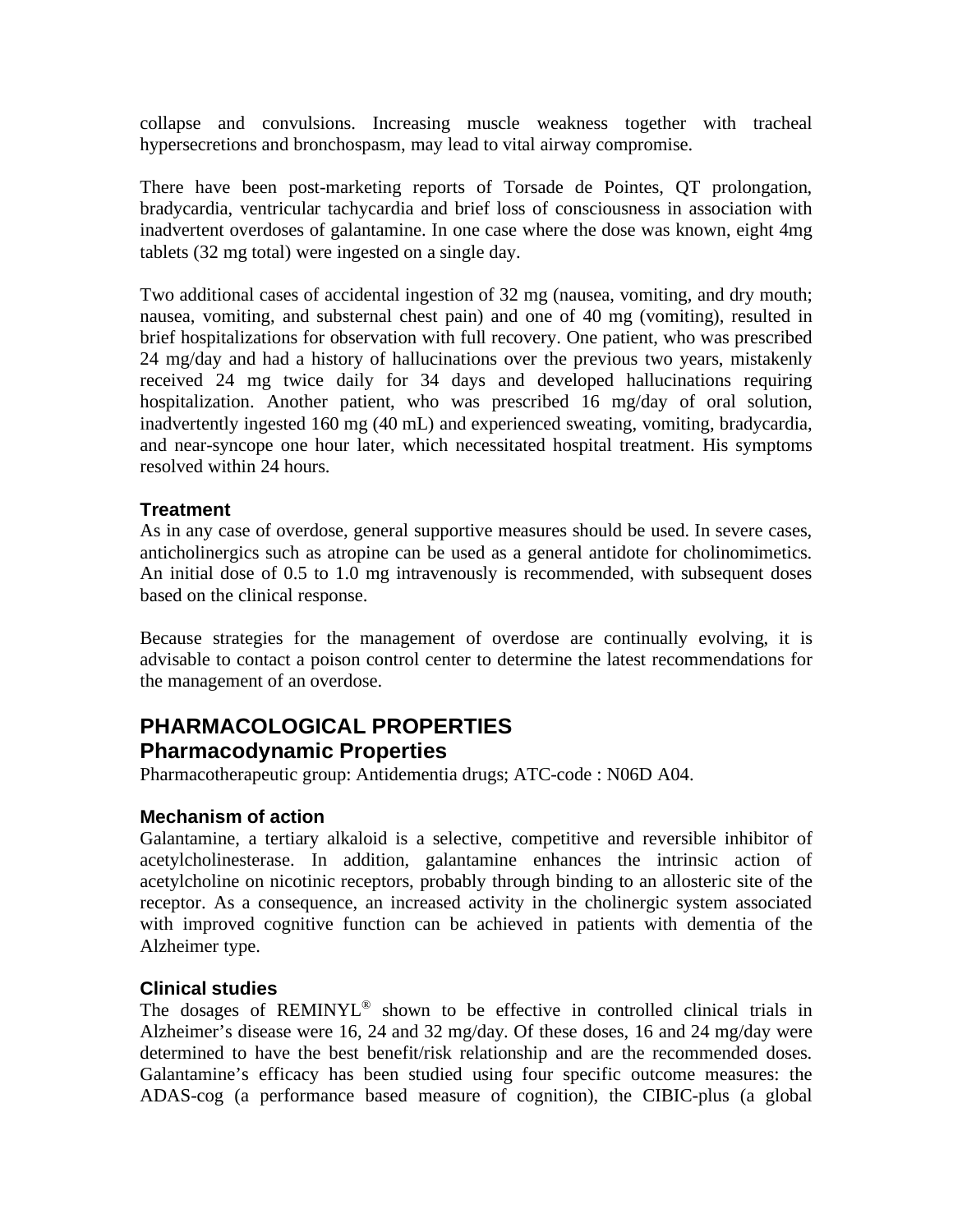collapse and convulsions. Increasing muscle weakness together with tracheal hypersecretions and bronchospasm, may lead to vital airway compromise.

There have been post-marketing reports of Torsade de Pointes, QT prolongation, bradycardia, ventricular tachycardia and brief loss of consciousness in association with inadvertent overdoses of galantamine. In one case where the dose was known, eight 4mg tablets (32 mg total) were ingested on a single day.

Two additional cases of accidental ingestion of 32 mg (nausea, vomiting, and dry mouth; nausea, vomiting, and substernal chest pain) and one of 40 mg (vomiting), resulted in brief hospitalizations for observation with full recovery. One patient, who was prescribed 24 mg/day and had a history of hallucinations over the previous two years, mistakenly received 24 mg twice daily for 34 days and developed hallucinations requiring hospitalization. Another patient, who was prescribed 16 mg/day of oral solution, inadvertently ingested 160 mg (40 mL) and experienced sweating, vomiting, bradycardia, and near-syncope one hour later, which necessitated hospital treatment. His symptoms resolved within 24 hours.

### Treatment

As in any case of overdose, general supportive measures should be used. In severe cases, anticholinergics such as atropine can be used as a general antidote for cholinomimetics. An initial dose of 0.5 to 1.0 mg intravenously is recommended, with subsequent doses based on the clinical response.

Because strategies for the management of overdose are continually evolving, it is advisable to contact a poison control center to determine the latest recommendations for the management of an overdose.

# PHARMACOLOGICAL PROPERTIES

## Pharmacodynamic Properties

Pharmacotherapeutic group: Antidementia drugs; ATC-code : N06D A04.

### Mechanism of action

Galantamine, a tertiary alkaloid is a selective, competitive and reversible inhibitor of acetylcholinesterase. In addition, galantamine enhances the intrinsic action of acetylcholine on nicotinic receptors, probably through binding to an allosteric site of the receptor. As a consequence, an increased activity in the cholinergic system associated with improved cognitive function can be achieved in patients with dementia of the Alzheimer type.

### Clinical studies

The dosages of REMINYL® shown to be effective in controlled clinical trials in Alzheimer's disease were 16, 24 and 32 mg/day. Of these doses, 16 and 24 mg/day were determined to have the best benefit/risk relationship and are the recommended doses. Galantamine's efficacy has been studied using four specific outcome measures: the ADAS-cog (a performance based measure of cognition), the CIBIC-plus (a global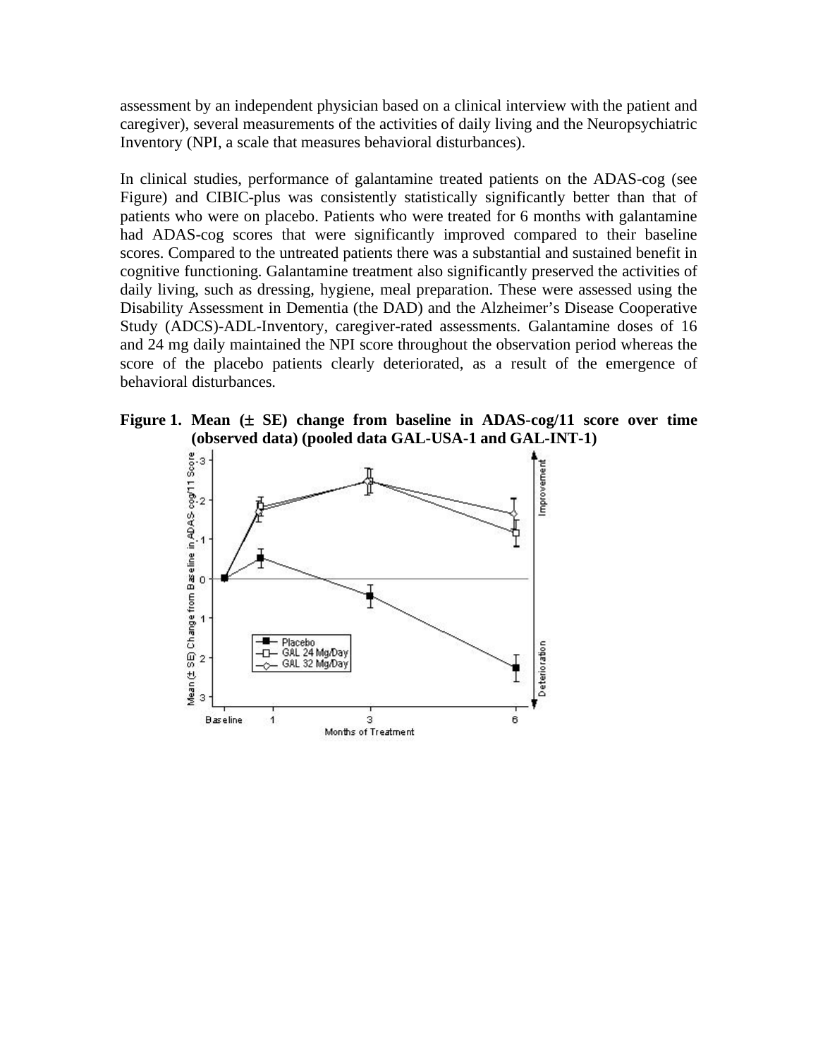assessment by an independent physician based on a clinical interview with the patient and caregiver), several measurements of the activities of daily living and the Neuropsychiatric Inventory (NPI, a scale that measures behavioral disturbances).

In clinical studies, performance of galantamine treated patients on the ADAS-cog (see Figure) and CIBIC-plus was consistently statistically significantly better than that of patients who were on placebo. Patients who were treated for 6 months with galantamine had ADAS-cog scores that were significantly improved compared to their baseline scores. Compared to the untreated patients there was a substantial and sustained benefit in cognitive functioning. Galantamine treatment also significantly preserved the activities of daily living, such as dressing, hygiene, meal preparation. These were assessed using the Disability Assessment in Dementia (the DAD) and the Alzheimer's Disease Cooperative Study (ADCS)-ADL-Inventory, caregiver-rated assessments. Galantamine doses of 16 and 24 mg daily maintained the NPI score throughout the observation period whereas the score of the placebo patients clearly deteriorated, as a result of the emergence of behavioral disturbances.

**Figure 1. Mean (± SE) change from baseline in ADAS-cog/11 score over time (observed data) (pooled data GAL-USA-1 and GAL-INT-1)**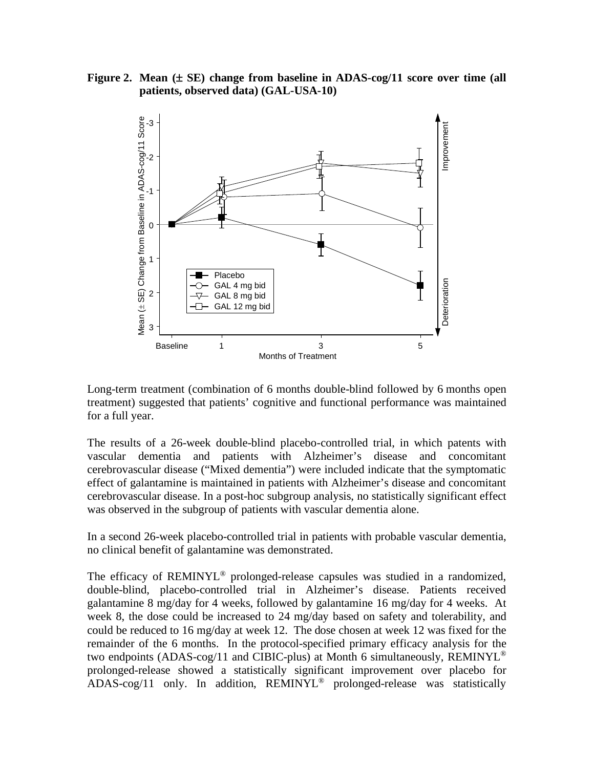**Figure 2. Mean (± SE) change from baseline in ADAS-cog/11 score over time (all patients, observed data) (GAL-USA-10)**

Long-term treatment (combination of 6 months double-blind followed by 6 months open treatment) suggested that patients' cognitive and functional performance was maintained for a full year.

The results of a 26-week double-blind placebo-controlled trial, in which patents with vascular dementia and patients with Alzheimer's disease and concomitant cerebrovascular disease ("Mixed dementia") were included indicate that the symptomatic effect of galantamine is maintained in patients with Alzheimer's disease and concomitant cerebrovascular disease. In a post-hoc subgroup analysis, no statistically significant effect was observed in the subgroup of patients with vascular dementia alone.

In a second 26-week placebo-controlled trial in patients with probable vascular dementia, no clinical benefit of galantamine was demonstrated.

The efficacy of REMINYL® prolonged-release capsules was studied in a randomized, double-blind, placebo-controlled trial in Alzheimer's disease. Patients received galantamine 8 mg/day for 4 weeks, followed by galantamine 16 mg/day for 4 weeks. At week 8, the dose could be increased to 24 mg/day based on safety and tolerability, and could be reduced to 16 mg/day at week 12. The dose chosen at week 12 was fixed for the remainder of the 6 months. In the protocol-specified primary efficacy analysis for the two endpoints (ADAS-cog/11 and CIBIC-plus) at Month 6 simultaneously, REMINYL® prolonged-release showed a statistically significant improvement over placebo for ADAS-cog/11 only. In addition, REMINYL® prolonged-release was statistically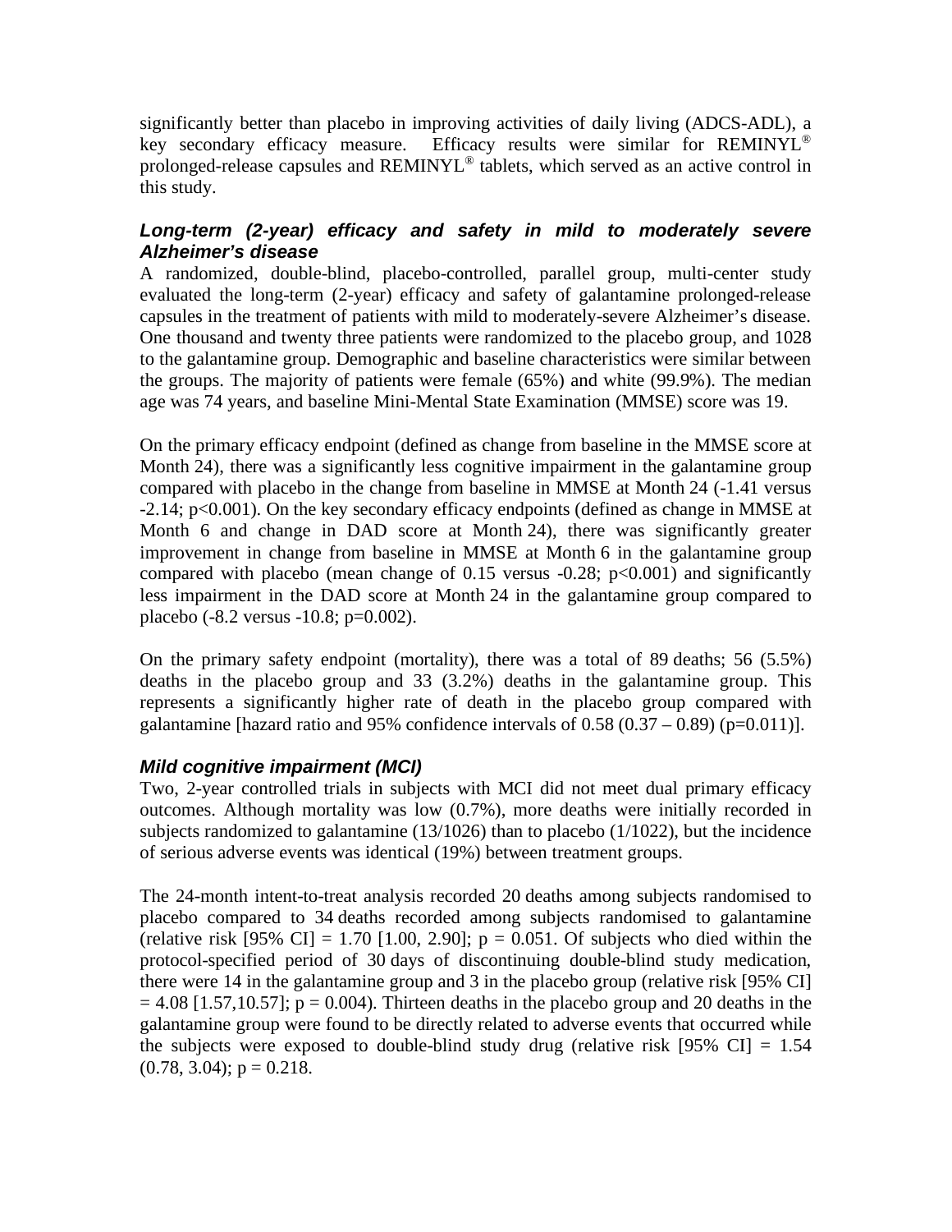significantly better than placebo in improving activities of daily living (ADCS-ADL), a key secondary efficacy measure. Efficacy results were similar for REMINYL® prolonged-release capsules and REMINYL® tablets, which served as an active control in this study.

### *Long-term (2-year) efficacy and safety in mild to moderately severe Alzheimer's disease*

A randomized, double-blind, placebo-controlled, parallel group, multi-center study evaluated the long-term (2-year) efficacy and safety of galantamine prolonged-release capsules in the treatment of patients with mild to moderately-severe Alzheimer's disease. One thousand and twenty three patients were randomized to the placebo group, and 1028 to the galantamine group. Demographic and baseline characteristics were similar between the groups. The majority of patients were female (65%) and white (99.9%). The median age was 74 years, and baseline Mini-Mental State Examination (MMSE) score was 19.

On the primary efficacy endpoint (defined as change from baseline in the MMSE score at Month 24), there was a significantly less cognitive impairment in the galantamine group compared with placebo in the change from baseline in MMSE at Month 24 (-1.41 versus -2.14; $p<0.001$). On the key secondary efficacy endpoints (defined as change in MMSE at Month 6 and change in DAD score at Month 24), there was significantly greater improvement in change from baseline in MMSE at Month 6 in the galantamine group compared with placebo (mean change of 0.15 versus -0.28; $p<0.001$) and significantly less impairment in the DAD score at Month 24 in the galantamine group compared to placebo (-8.2 versus -10.8; $p=0.002$).

On the primary safety endpoint (mortality), there was a total of 89 deaths; 56 (5.5%) deaths in the placebo group and 33 (3.2%) deaths in the galantamine group. This represents a significantly higher rate of death in the placebo group compared with galantamine [hazard ratio and 95% confidence intervals of 0.58 (0.37 – 0.89) ($p=0.011$)].

### *Mild cognitive impairment (MCI)*

Two, 2-year controlled trials in subjects with MCI did not meet dual primary efficacy outcomes. Although mortality was low (0.7%), more deaths were initially recorded in subjects randomized to galantamine (13/1026) than to placebo (1/1022), but the incidence of serious adverse events was identical (19%) between treatment groups.

The 24-month intent-to-treat analysis recorded 20 deaths among subjects randomised to placebo compared to 34 deaths recorded among subjects randomised to galantamine (relative risk [95% CI] = 1.70 [1.00, 2.90]; $p = 0.051$. Of subjects who died within the protocol-specified period of 30 days of discontinuing double-blind study medication, there were 14 in the galantamine group and 3 in the placebo group (relative risk [95% CI] = 4.08 [1.57,10.57]; $p = 0.004$). Thirteen deaths in the placebo group and 20 deaths in the galantamine group were found to be directly related to adverse events that occurred while the subjects were exposed to double-blind study drug (relative risk [95% CI] = 1.54 (0.78, 3.04); $p = 0.218$.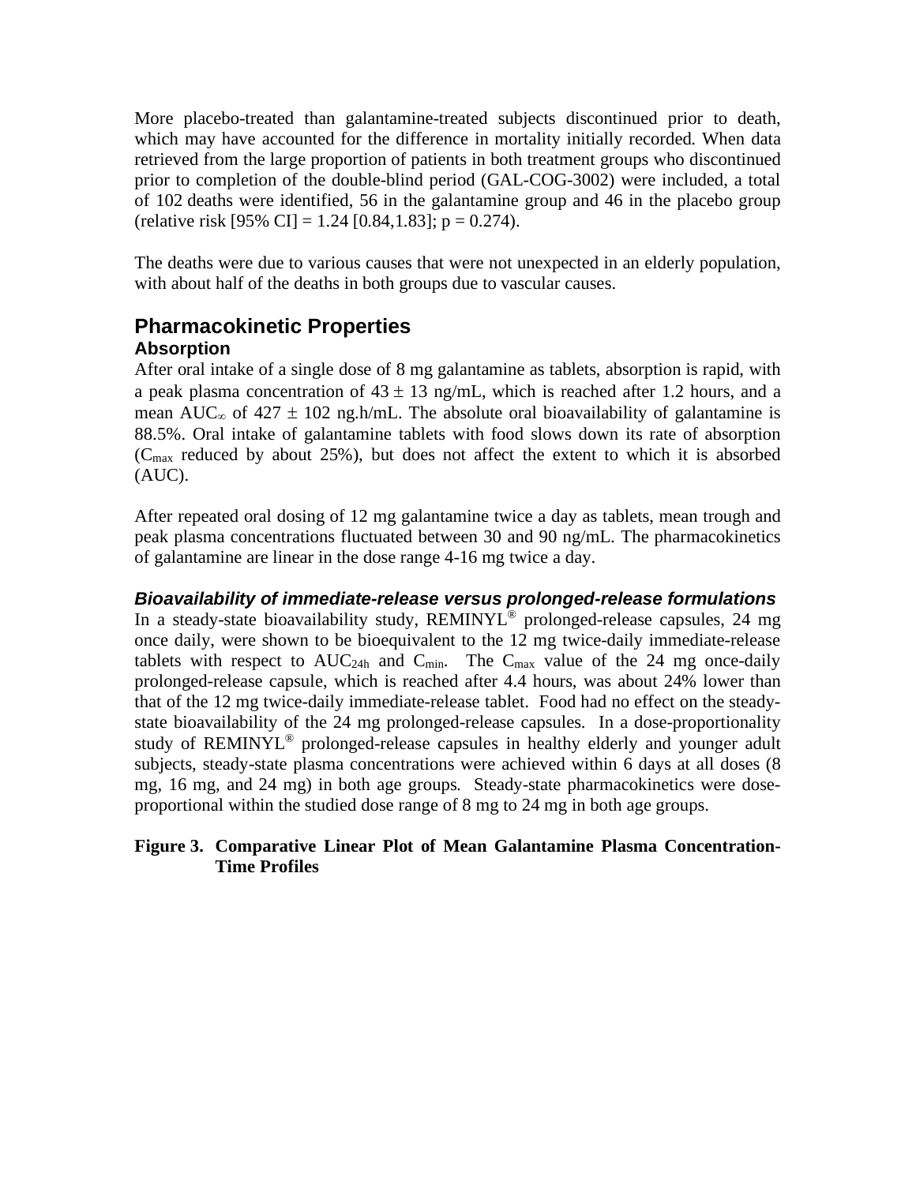More placebo-treated than galantamine-treated subjects discontinued prior to death, which may have accounted for the difference in mortality initially recorded. When data retrieved from the large proportion of patients in both treatment groups who discontinued prior to completion of the double-blind period (GAL-COG-3002) were included, a total of 102 deaths were identified, 56 in the galantamine group and 46 in the placebo group (relative risk [95% CI] = 1.24 [0.84,1.83]; $p = 0.274$).

The deaths were due to various causes that were not unexpected in an elderly population, with about half of the deaths in both groups due to vascular causes.

## Pharmacokinetic Properties

### Absorption

After oral intake of a single dose of 8 mg galantamine as tablets, absorption is rapid, with a peak plasma concentration of $43 \pm 13$ ng/mL, which is reached after 1.2 hours, and a mean $AUC_{\infty}$ of $427 \pm 102$ ng.h/mL. The absolute oral bioavailability of galantamine is 88.5%. Oral intake of galantamine tablets with food slows down its rate of absorption ($C_{max}$ reduced by about 25%), but does not affect the extent to which it is absorbed (AUC).

After repeated oral dosing of 12 mg galantamine twice a day as tablets, mean trough and peak plasma concentrations fluctuated between 30 and 90 ng/mL. The pharmacokinetics of galantamine are linear in the dose range 4-16 mg twice a day.

#### *Bioavailability of immediate-release versus prolonged-release formulations*

In a steady-state bioavailability study, REMINYL® prolonged-release capsules, 24 mg once daily, were shown to be bioequivalent to the 12 mg twice-daily immediate-release tablets with respect to $AUC_{24h}$ and $C_{min}$. The $C_{max}$ value of the 24 mg once-daily prolonged-release capsule, which is reached after 4.4 hours, was about 24% lower than that of the 12 mg twice-daily immediate-release tablet. Food had no effect on the steady-state bioavailability of the 24 mg prolonged-release capsules. In a dose-proportionality study of REMINYL® prolonged-release capsules in healthy elderly and younger adult subjects, steady-state plasma concentrations were achieved within 6 days at all doses (8 mg, 16 mg, and 24 mg) in both age groups. Steady-state pharmacokinetics were dose-proportional within the studied dose range of 8 mg to 24 mg in both age groups.

**Figure 3. Comparative Linear Plot of Mean Galantamine Plasma Concentration-Time Profiles**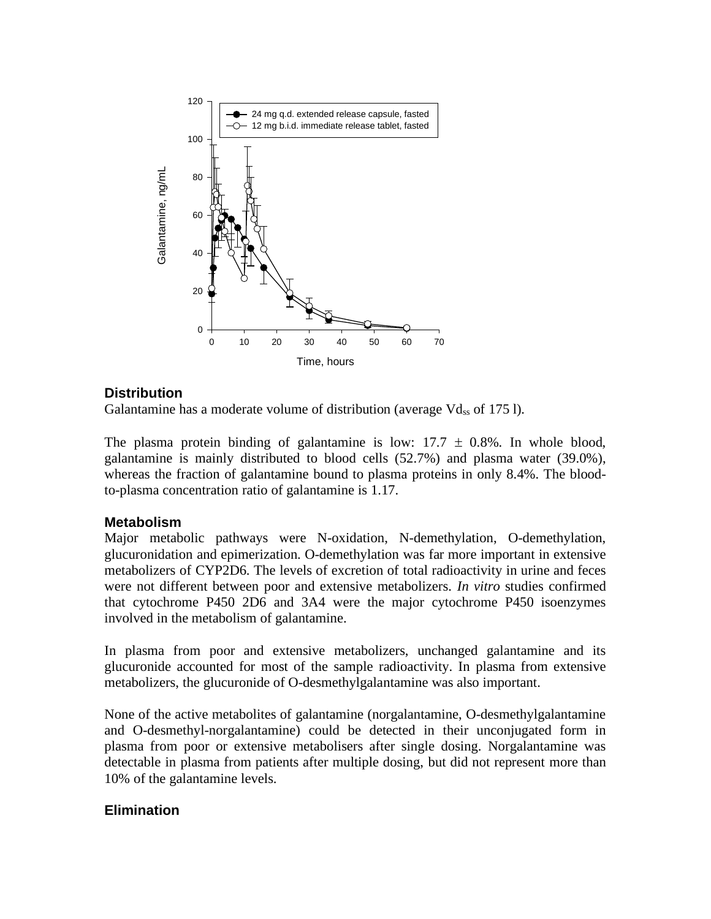## Distribution

Galantamine has a moderate volume of distribution (average $Vd_{ss}$ of 175 l).

The plasma protein binding of galantamine is low: $17.7 \pm 0.8\%$. In whole blood, galantamine is mainly distributed to blood cells (52.7%) and plasma water (39.0%), whereas the fraction of galantamine bound to plasma proteins in only 8.4%. The blood-to-plasma concentration ratio of galantamine is 1.17.

## Metabolism

Major metabolic pathways were N-oxidation, N-demethylation, O-demethylation, glucuronidation and epimerization. O-demethylation was far more important in extensive metabolizers of CYP2D6. The levels of excretion of total radioactivity in urine and feces were not different between poor and extensive metabolizers. *In vitro* studies confirmed that cytochrome P450 2D6 and 3A4 were the major cytochrome P450 isoenzymes involved in the metabolism of galantamine.

In plasma from poor and extensive metabolizers, unchanged galantamine and its glucuronide accounted for most of the sample radioactivity. In plasma from extensive metabolizers, the glucuronide of O-desmethylgalantamine was also important.

None of the active metabolites of galantamine (norgalantamine, O-desmethylgalantamine and O-desmethyl-norgalantamine) could be detected in their unconjugated form in plasma from poor or extensive metabolisers after single dosing. Norgalantamine was detectable in plasma from patients after multiple dosing, but did not represent more than 10% of the galantamine levels.

## Elimination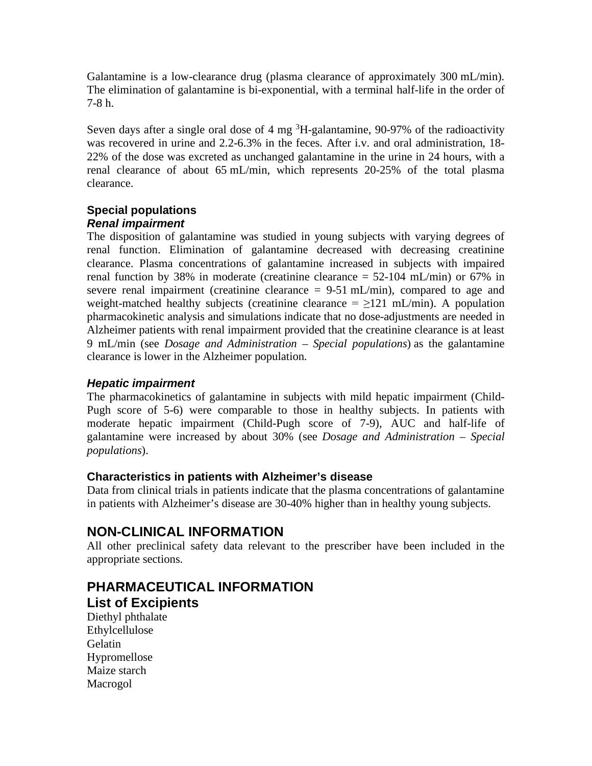Galantamine is a low-clearance drug (plasma clearance of approximately 300 mL/min). The elimination of galantamine is bi-exponential, with a terminal half-life in the order of 7-8 h.

Seven days after a single oral dose of 4 mg $^{3}$H-galantamine, 90-97% of the radioactivity was recovered in urine and 2.2-6.3% in the feces. After i.v. and oral administration, 18-22% of the dose was excreted as unchanged galantamine in the urine in 24 hours, with a renal clearance of about 65 mL/min, which represents 20-25% of the total plasma clearance.

### Special populations

#### *Renal impairment*

The disposition of galantamine was studied in young subjects with varying degrees of renal function. Elimination of galantamine decreased with decreasing creatinine clearance. Plasma concentrations of galantamine increased in subjects with impaired renal function by 38% in moderate (creatinine clearance = 52-104 mL/min) or 67% in severe renal impairment (creatinine clearance = 9-51 mL/min), compared to age and weight-matched healthy subjects (creatinine clearance = ≥121 mL/min). A population pharmacokinetic analysis and simulations indicate that no dose-adjustments are needed in Alzheimer patients with renal impairment provided that the creatinine clearance is at least 9 mL/min (see *Dosage and Administration – Special populations*) as the galantamine clearance is lower in the Alzheimer population.

#### *Hepatic impairment*

The pharmacokinetics of galantamine in subjects with mild hepatic impairment (Child-Pugh score of 5-6) were comparable to those in healthy subjects. In patients with moderate hepatic impairment (Child-Pugh score of 7-9), AUC and half-life of galantamine were increased by about 30% (see *Dosage and Administration – Special populations*).

### Characteristics in patients with Alzheimer's disease

Data from clinical trials in patients indicate that the plasma concentrations of galantamine in patients with Alzheimer's disease are 30-40% higher than in healthy young subjects.

## NON-CLINICAL INFORMATION

All other preclinical safety data relevant to the prescriber have been included in the appropriate sections.

## PHARMACEUTICAL INFORMATION

## List of Excipients

Diethyl phthalate
Ethylcellulose
Gelatin
Hypromellose
Maize starch
Macrogol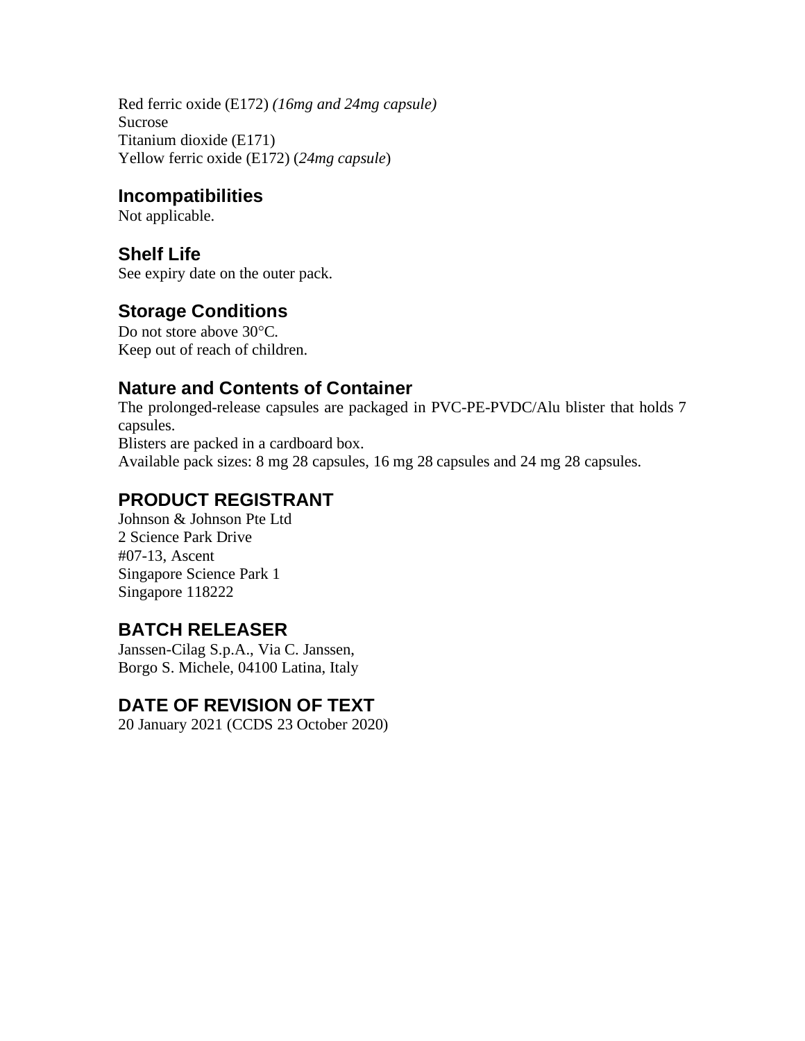Red ferric oxide (E172) *(16mg and 24mg capsule)*
Sucrose
Titanium dioxide (E171)
Yellow ferric oxide (E172) (*24mg capsule*)

### Incompatibilities

Not applicable.

### Shelf Life

See expiry date on the outer pack.

### Storage Conditions

Do not store above 30°C.
Keep out of reach of children.

### Nature and Contents of Container

The prolonged-release capsules are packaged in PVC-PE-PVDC/Alu blister that holds 7 capsules.
Blisters are packed in a cardboard box.
Available pack sizes: 8 mg 28 capsules, 16 mg 28 capsules and 24 mg 28 capsules.

## PRODUCT REGISTRANT

Johnson & Johnson Pte Ltd
2 Science Park Drive
#07-13, Ascent
Singapore Science Park 1
Singapore 118222

## BATCH RELEASER

Janssen-Cilag S.p.A., Via C. Janssen,
Borgo S. Michele, 04100 Latina, Italy

## DATE OF REVISION OF TEXT

20 January 2021 (CCDS 23 October 2020)